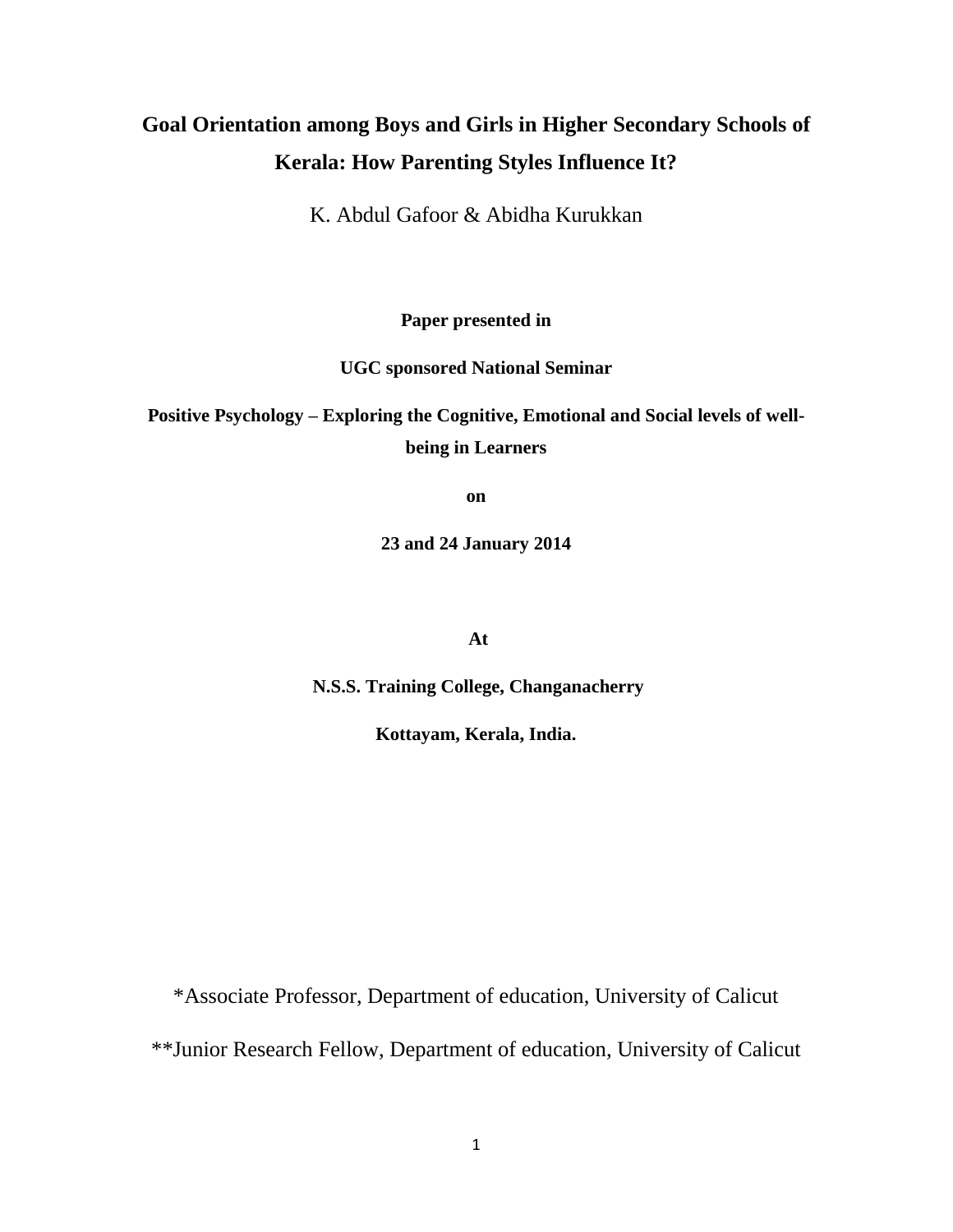# Goal Orientation among Boys and Girls in Higher Secondary Schools of Kerala: How Parenting Styles Influence It?

K. Abdul Gafoor & Abidha Kurukkan

**Paper presented in**

**UGC sponsored National Seminar**

**Positive Psychology – Exploring the Cognitive, Emotional and Social levels of well-being in Learners**

**on**

**23 and 24 January 2014**

**At**

**N.S.S. Training College, Changanacherry**

**Kottayam, Kerala, India.**

*Associate Professor, Department of education, University of Calicut

**Junior Research Fellow, Department of education, University of Calicut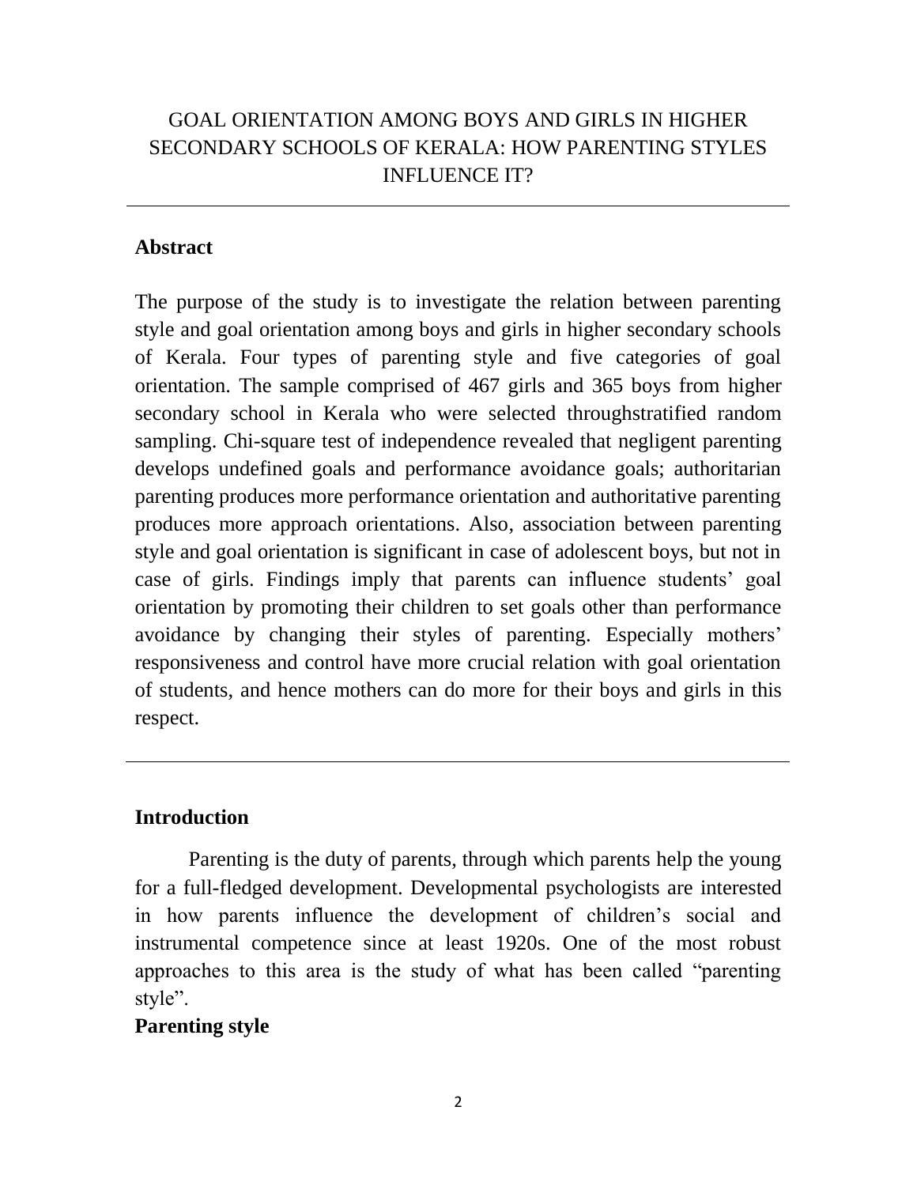# GOAL ORIENTATION AMONG BOYS AND GIRLS IN HIGHER SECONDARY SCHOOLS OF KERALA: HOW PARENTING STYLES INFLUENCE IT?

---

## Abstract

The purpose of the study is to investigate the relation between parenting style and goal orientation among boys and girls in higher secondary schools of Kerala. Four types of parenting style and five categories of goal orientation. The sample comprised of 467 girls and 365 boys from higher secondary school in Kerala who were selected throughstratified random sampling. Chi-square test of independence revealed that negligent parenting develops undefined goals and performance avoidance goals; authoritarian parenting produces more performance orientation and authoritative parenting produces more approach orientations. Also, association between parenting style and goal orientation is significant in case of adolescent boys, but not in case of girls. Findings imply that parents can influence students' goal orientation by promoting their children to set goals other than performance avoidance by changing their styles of parenting. Especially mothers' responsiveness and control have more crucial relation with goal orientation of students, and hence mothers can do more for their boys and girls in this respect.

---

## Introduction

Parenting is the duty of parents, through which parents help the young for a full-fledged development. Developmental psychologists are interested in how parents influence the development of children's social and instrumental competence since at least 1920s. One of the most robust approaches to this area is the study of what has been called "parenting style".

### Parenting style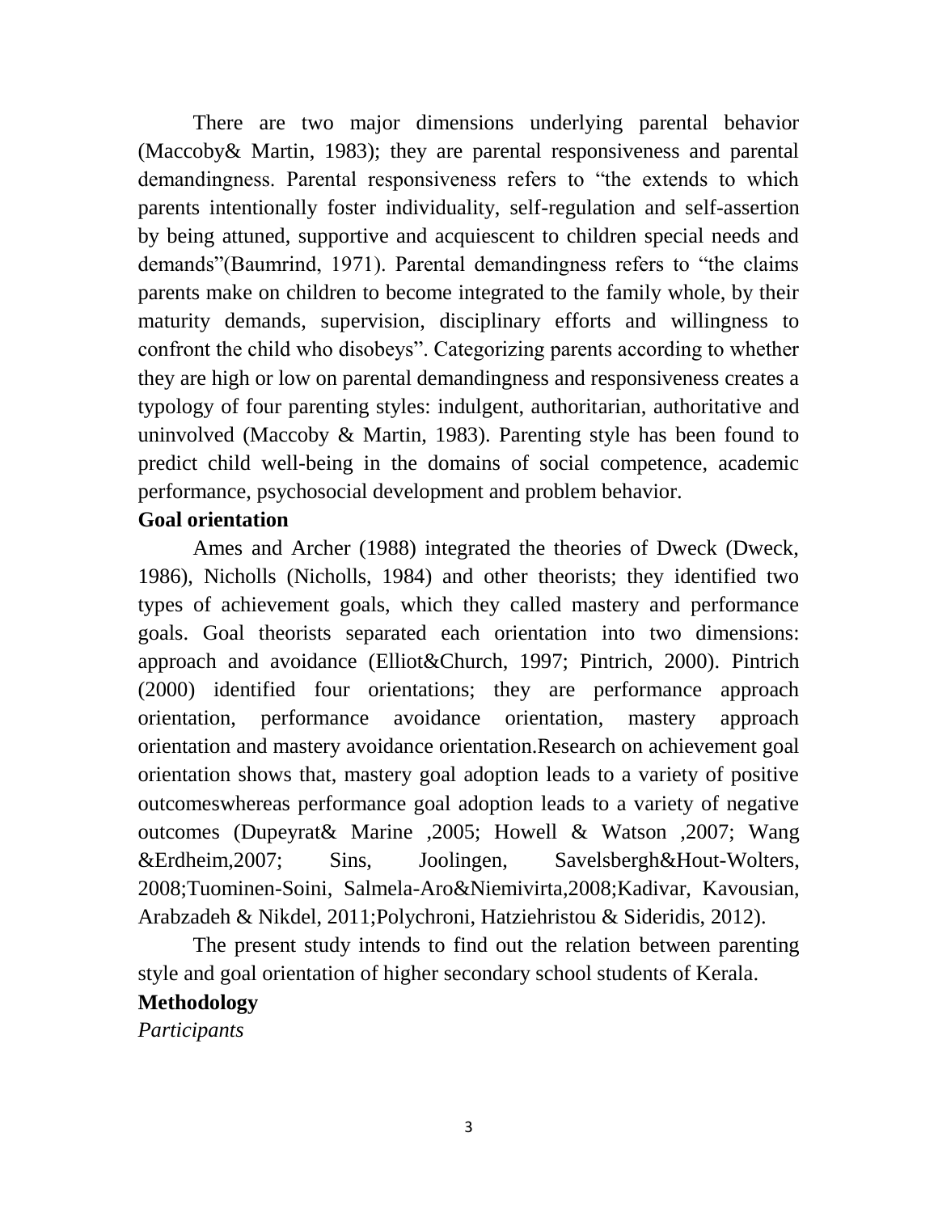There are two major dimensions underlying parental behavior (Maccoby& Martin, 1983); they are parental responsiveness and parental demandingness. Parental responsiveness refers to "the extends to which parents intentionally foster individuality, self-regulation and self-assertion by being attuned, supportive and acquiescent to children special needs and demands"(Baumrind, 1971). Parental demandingness refers to "the claims parents make on children to become integrated to the family whole, by their maturity demands, supervision, disciplinary efforts and willingness to confront the child who disobeys". Categorizing parents according to whether they are high or low on parental demandingness and responsiveness creates a typology of four parenting styles: indulgent, authoritarian, authoritative and uninvolved (Maccoby & Martin, 1983). Parenting style has been found to predict child well-being in the domains of social competence, academic performance, psychosocial development and problem behavior.

**Goal orientation**

Ames and Archer (1988) integrated the theories of Dweck (Dweck, 1986), Nicholls (Nicholls, 1984) and other theorists; they identified two types of achievement goals, which they called mastery and performance goals. Goal theorists separated each orientation into two dimensions: approach and avoidance (Elliot&Church, 1997; Pintrich, 2000). Pintrich (2000) identified four orientations; they are performance approach orientation, performance avoidance orientation, mastery approach orientation and mastery avoidance orientation.Research on achievement goal orientation shows that, mastery goal adoption leads to a variety of positive outcomeswhereas performance goal adoption leads to a variety of negative outcomes (Dupeyrat& Marine ,2005; Howell & Watson ,2007; Wang &Erdheim,2007; Sins, Joolingen, Savelsbergh&Hout-Wolters, 2008;Tuominen-Soini, Salmela-Aro&Niemivirta,2008;Kadivar, Kavousian, Arabzadeh & Nikdel, 2011;Polychroni, Hatziehristou & Sideridis, 2012).

The present study intends to find out the relation between parenting style and goal orientation of higher secondary school students of Kerala.

**Methodology**

*Participants*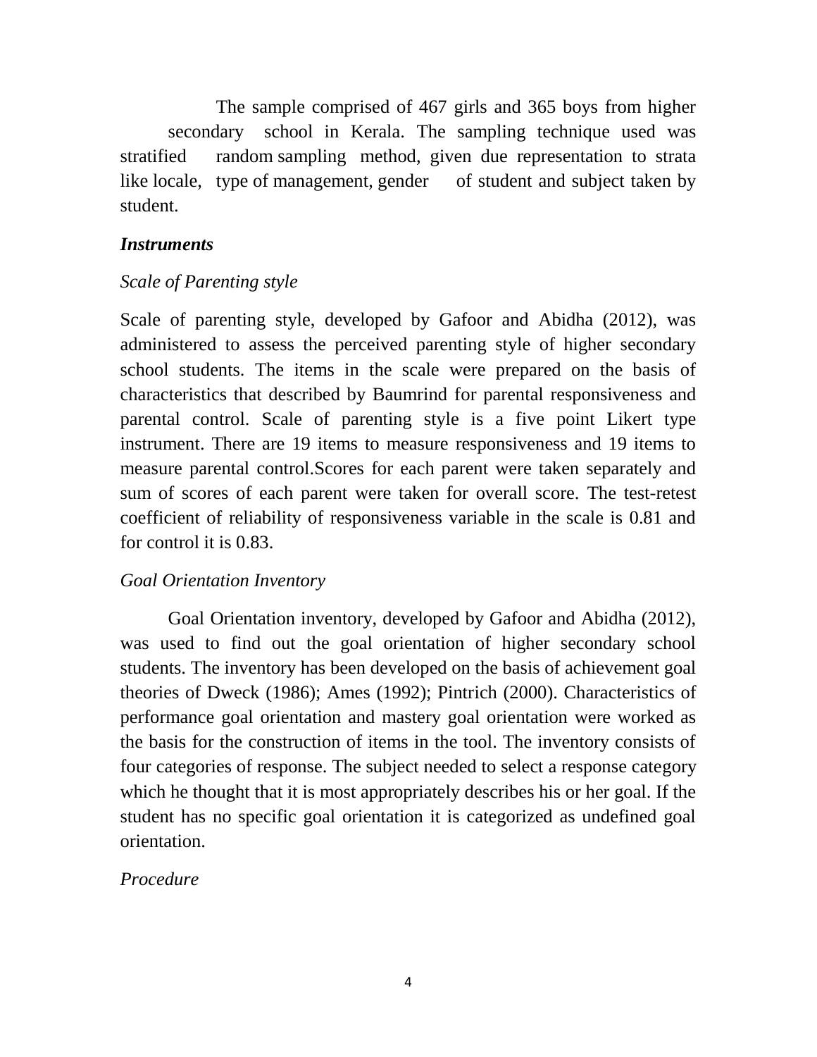The sample comprised of 467 girls and 365 boys from higher secondary school in Kerala. The sampling technique used was stratified random sampling method, given due representation to strata like locale, type of management, gender of student and subject taken by student.

### ***Instruments***

#### *Scale of Parenting style*

Scale of parenting style, developed by Gafoor and Abidha (2012), was administered to assess the perceived parenting style of higher secondary school students. The items in the scale were prepared on the basis of characteristics that described by Baumrind for parental responsiveness and parental control. Scale of parenting style is a five point Likert type instrument. There are 19 items to measure responsiveness and 19 items to measure parental control.Scores for each parent were taken separately and sum of scores of each parent were taken for overall score. The test-retest coefficient of reliability of responsiveness variable in the scale is 0.81 and for control it is 0.83.

#### *Goal Orientation Inventory*

Goal Orientation inventory, developed by Gafoor and Abidha (2012), was used to find out the goal orientation of higher secondary school students. The inventory has been developed on the basis of achievement goal theories of Dweck (1986); Ames (1992); Pintrich (2000). Characteristics of performance goal orientation and mastery goal orientation were worked as the basis for the construction of items in the tool. The inventory consists of four categories of response. The subject needed to select a response category which he thought that it is most appropriately describes his or her goal. If the student has no specific goal orientation it is categorized as undefined goal orientation.

#### *Procedure*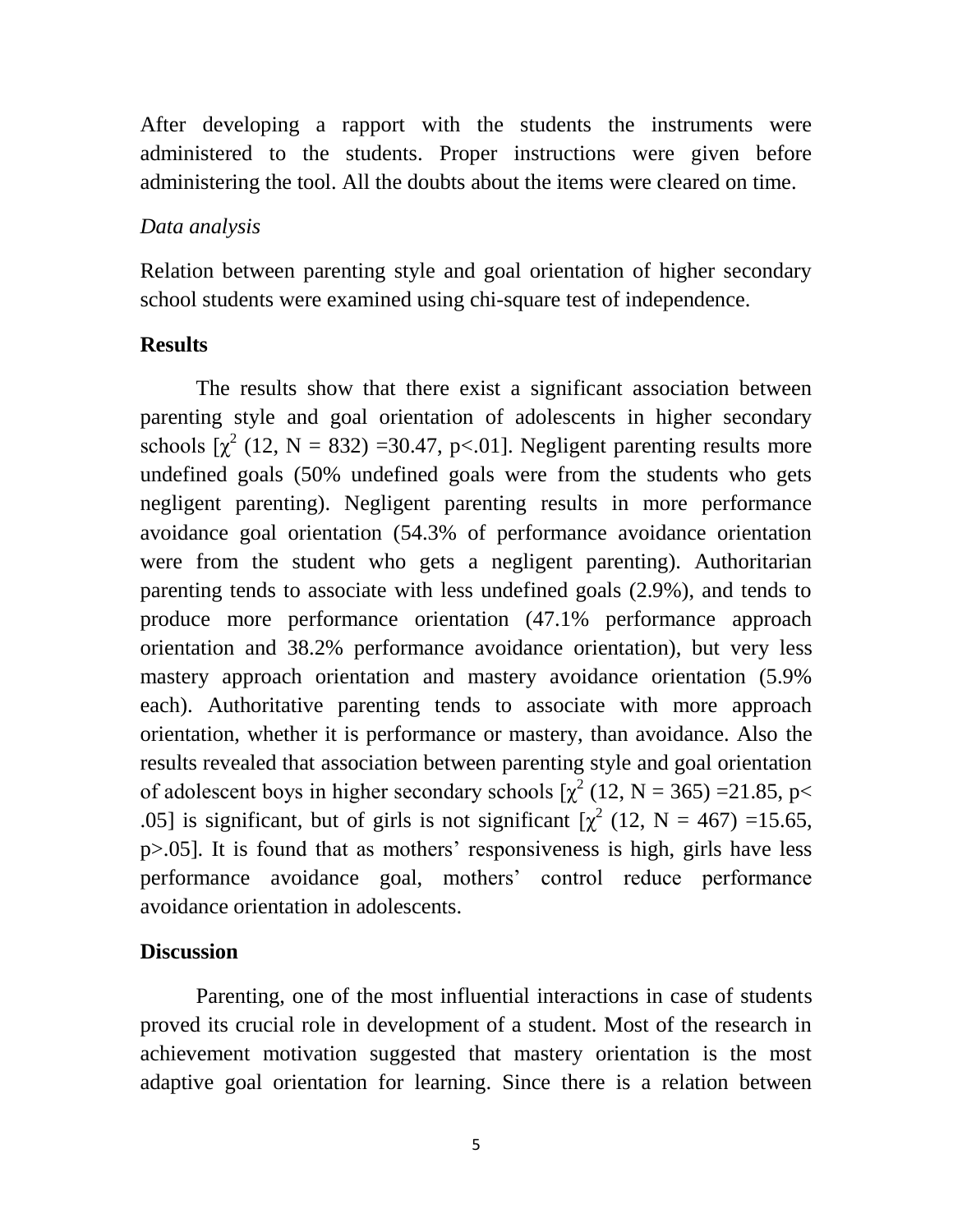After developing a rapport with the students the instruments were administered to the students. Proper instructions were given before administering the tool. All the doubts about the items were cleared on time.

*Data analysis*

Relation between parenting style and goal orientation of higher secondary school students were examined using chi-square test of independence.

## Results

The results show that there exist a significant association between parenting style and goal orientation of adolescents in higher secondary schools [$\chi^2$ (12, N = 832) =30.47, p<.01]. Negligent parenting results more undefined goals (50% undefined goals were from the students who gets negligent parenting). Negligent parenting results in more performance avoidance goal orientation (54.3% of performance avoidance orientation were from the student who gets a negligent parenting). Authoritarian parenting tends to associate with less undefined goals (2.9%), and tends to produce more performance orientation (47.1% performance approach orientation and 38.2% performance avoidance orientation), but very less mastery approach orientation and mastery avoidance orientation (5.9% each). Authoritative parenting tends to associate with more approach orientation, whether it is performance or mastery, than avoidance. Also the results revealed that association between parenting style and goal orientation of adolescent boys in higher secondary schools [$\chi^2$ (12, N = 365) =21.85, p< .05] is significant, but of girls is not significant [$\chi^2$ (12, N = 467) =15.65, p>.05]. It is found that as mothers' responsiveness is high, girls have less performance avoidance goal, mothers' control reduce performance avoidance orientation in adolescents.

## Discussion

Parenting, one of the most influential interactions in case of students proved its crucial role in development of a student. Most of the research in achievement motivation suggested that mastery orientation is the most adaptive goal orientation for learning. Since there is a relation between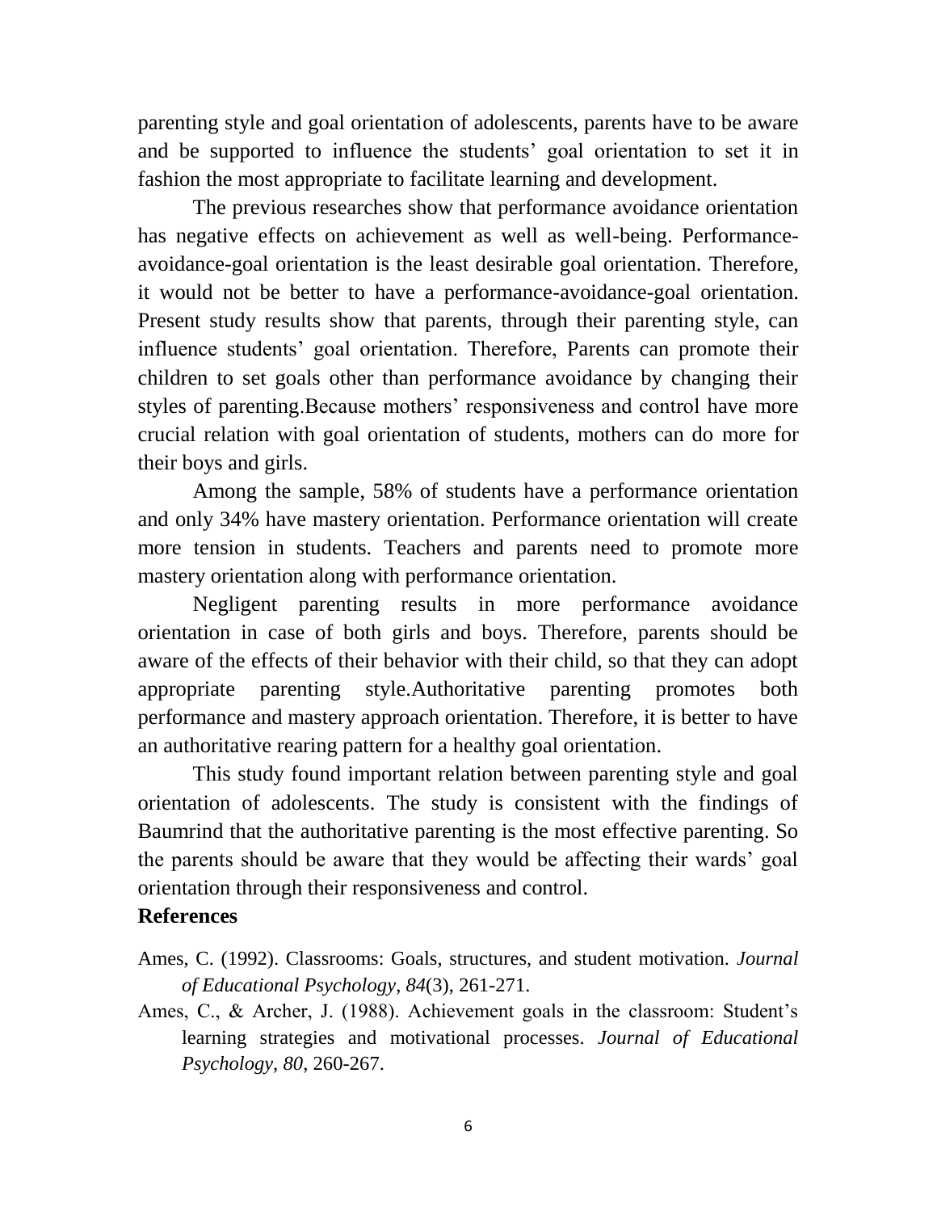parenting style and goal orientation of adolescents, parents have to be aware and be supported to influence the students' goal orientation to set it in fashion the most appropriate to facilitate learning and development.

The previous researches show that performance avoidance orientation has negative effects on achievement as well as well-being. Performance-avoidance-goal orientation is the least desirable goal orientation. Therefore, it would not be better to have a performance-avoidance-goal orientation. Present study results show that parents, through their parenting style, can influence students' goal orientation. Therefore, Parents can promote their children to set goals other than performance avoidance by changing their styles of parenting.Because mothers' responsiveness and control have more crucial relation with goal orientation of students, mothers can do more for their boys and girls.

Among the sample, 58% of students have a performance orientation and only 34% have mastery orientation. Performance orientation will create more tension in students. Teachers and parents need to promote more mastery orientation along with performance orientation.

Negligent parenting results in more performance avoidance orientation in case of both girls and boys. Therefore, parents should be aware of the effects of their behavior with their child, so that they can adopt appropriate parenting style.Authoritative parenting promotes both performance and mastery approach orientation. Therefore, it is better to have an authoritative rearing pattern for a healthy goal orientation.

This study found important relation between parenting style and goal orientation of adolescents. The study is consistent with the findings of Baumrind that the authoritative parenting is the most effective parenting. So the parents should be aware that they would be affecting their wards' goal orientation through their responsiveness and control.

## References

Ames, C. (1992). Classrooms: Goals, structures, and student motivation. *Journal of Educational Psychology*, *84*(3), 261-271.

Ames, C., & Archer, J. (1988). Achievement goals in the classroom: Student's learning strategies and motivational processes. *Journal of Educational Psychology, 80*, 260-267.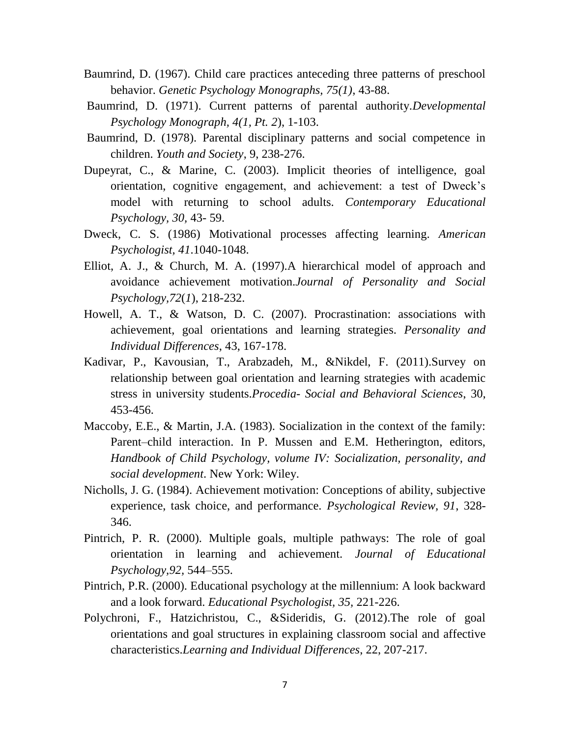Baumrind, D. (1967). Child care practices anteceding three patterns of preschool behavior. *Genetic Psychology Monographs, 75(1)*, 43-88.

Baumrind, D. (1971). Current patterns of parental authority.*Developmental Psychology Monograph, 4(1, Pt. 2*), 1-103.

Baumrind, D. (1978). Parental disciplinary patterns and social competence in children. *Youth and Society*, 9, 238-276.

Dupeyrat, C., & Marine, C. (2003). Implicit theories of intelligence, goal orientation, cognitive engagement, and achievement: a test of Dweck's model with returning to school adults. *Contemporary Educational Psychology, 30*, 43- 59.

Dweck, C. S. (1986) Motivational processes affecting learning. *American Psychologist, 41*.1040-1048.

Elliot, A. J., & Church, M. A. (1997).A hierarchical model of approach and avoidance achievement motivation.*Journal of Personality and Social Psychology,72*(*1*), 218-232.

Howell, A. T., & Watson, D. C. (2007). Procrastination: associations with achievement, goal orientations and learning strategies. *Personality and Individual Differences*, 43, 167-178.

Kadivar, P., Kavousian, T., Arabzadeh, M., &Nikdel, F. (2011).Survey on relationship between goal orientation and learning strategies with academic stress in university students.*Procedia- Social and Behavioral Sciences*, 30, 453-456.

Maccoby, E.E., & Martin, J.A. (1983). Socialization in the context of the family: Parent–child interaction. In P. Mussen and E.M. Hetherington, editors, *Handbook of Child Psychology, volume IV: Socialization, personality, and social development*. New York: Wiley.

Nicholls, J. G. (1984). Achievement motivation: Conceptions of ability, subjective experience, task choice, and performance. *Psychological Review, 91*, 328-346.

Pintrich, P. R. (2000). Multiple goals, multiple pathways: The role of goal orientation in learning and achievement. *Journal of Educational Psychology,92,* 544–555.

Pintrich, P.R. (2000). Educational psychology at the millennium: A look backward and a look forward. *Educational Psychologist, 35,* 221-226.

Polychroni, F., Hatzichristou, C., &Sideridis, G. (2012).The role of goal orientations and goal structures in explaining classroom social and affective characteristics.*Learning and Individual Differences,* 22, 207-217.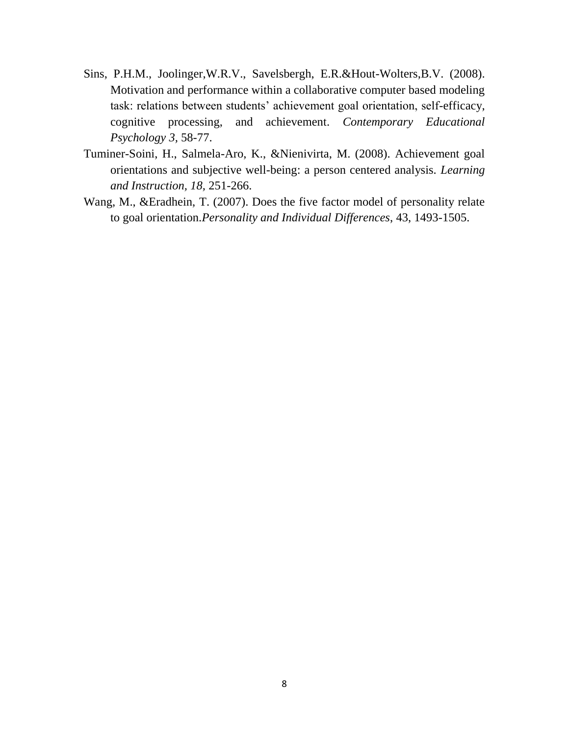Sins, P.H.M., Joolinger,W.R.V., Savelsbergh, E.R.&Hout-Wolters,B.V. (2008). Motivation and performance within a collaborative computer based modeling task: relations between students' achievement goal orientation, self-efficacy, cognitive processing, and achievement. *Contemporary Educational Psychology 3*, 58-77.

Tuminer-Soini, H., Salmela-Aro, K., &Nienivirta, M. (2008). Achievement goal orientations and subjective well-being: a person centered analysis. *Learning and Instruction, 18*, 251-266.

Wang, M., &Eradhein, T. (2007). Does the five factor model of personality relate to goal orientation.*Personality and Individual Differences*, 43, 1493-1505.